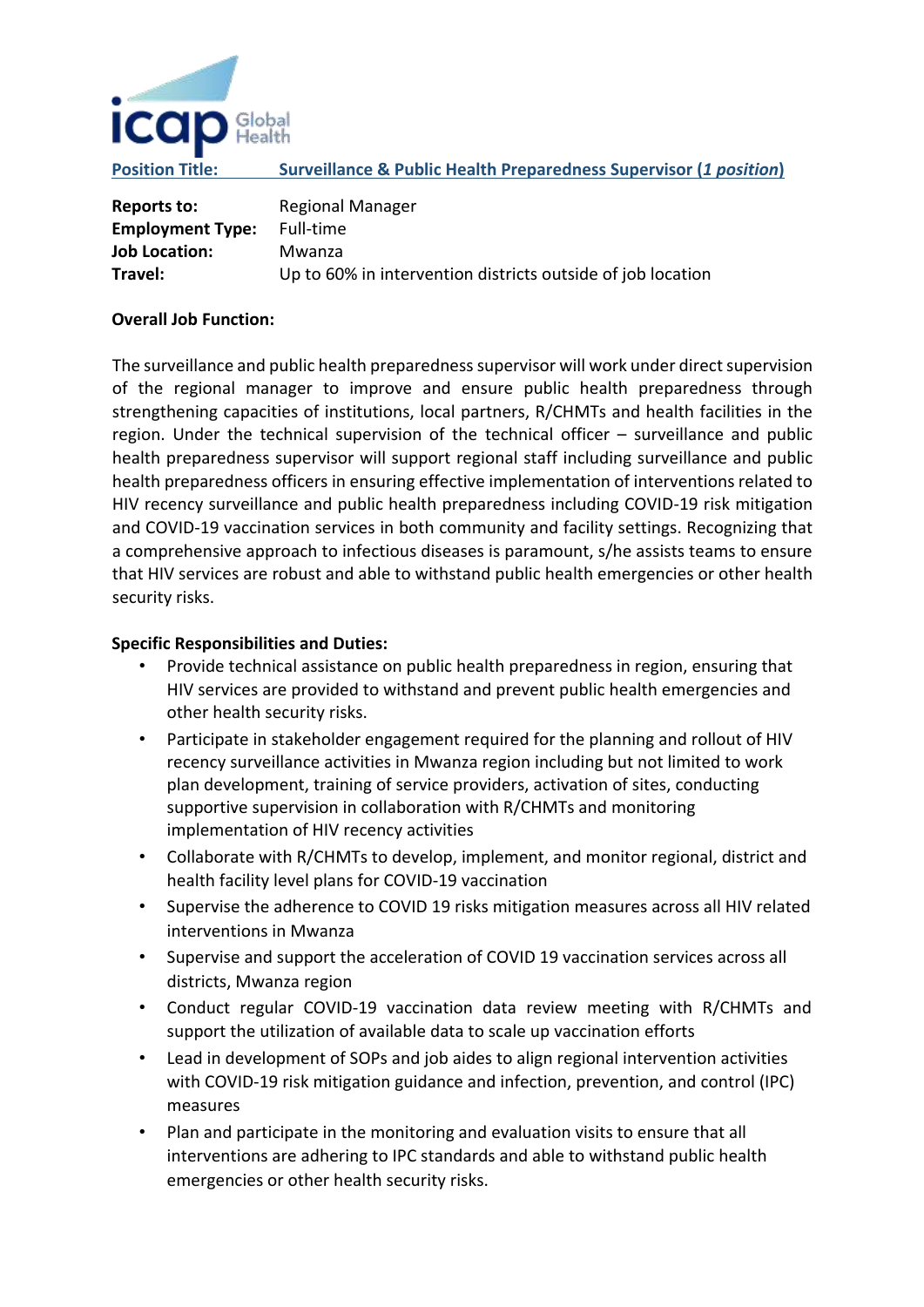**Position Title:** **Surveillance & Public Health Preparedness Supervisor (*1 position*)**

**Reports to:** Regional Manager
**Employment Type:** Full-time
**Job Location:** Mwanza
**Travel:** Up to 60% in intervention districts outside of job location

**Overall Job Function:**

The surveillance and public health preparedness supervisor will work under direct supervision of the regional manager to improve and ensure public health preparedness through strengthening capacities of institutions, local partners, R/CHMTs and health facilities in the region. Under the technical supervision of the technical officer – surveillance and public health preparedness supervisor will support regional staff including surveillance and public health preparedness officers in ensuring effective implementation of interventions related to HIV recency surveillance and public health preparedness including COVID-19 risk mitigation and COVID-19 vaccination services in both community and facility settings. Recognizing that a comprehensive approach to infectious diseases is paramount, s/he assists teams to ensure that HIV services are robust and able to withstand public health emergencies or other health security risks.

**Specific Responsibilities and Duties:**

- Provide technical assistance on public health preparedness in region, ensuring that HIV services are provided to withstand and prevent public health emergencies and other health security risks.
- Participate in stakeholder engagement required for the planning and rollout of HIV recency surveillance activities in Mwanza region including but not limited to work plan development, training of service providers, activation of sites, conducting supportive supervision in collaboration with R/CHMTs and monitoring implementation of HIV recency activities
- Collaborate with R/CHMTs to develop, implement, and monitor regional, district and health facility level plans for COVID-19 vaccination
- Supervise the adherence to COVID 19 risks mitigation measures across all HIV related interventions in Mwanza
- Supervise and support the acceleration of COVID 19 vaccination services across all districts, Mwanza region
- Conduct regular COVID-19 vaccination data review meeting with R/CHMTs and support the utilization of available data to scale up vaccination efforts
- Lead in development of SOPs and job aides to align regional intervention activities with COVID-19 risk mitigation guidance and infection, prevention, and control (IPC) measures
- Plan and participate in the monitoring and evaluation visits to ensure that all interventions are adhering to IPC standards and able to withstand public health emergencies or other health security risks.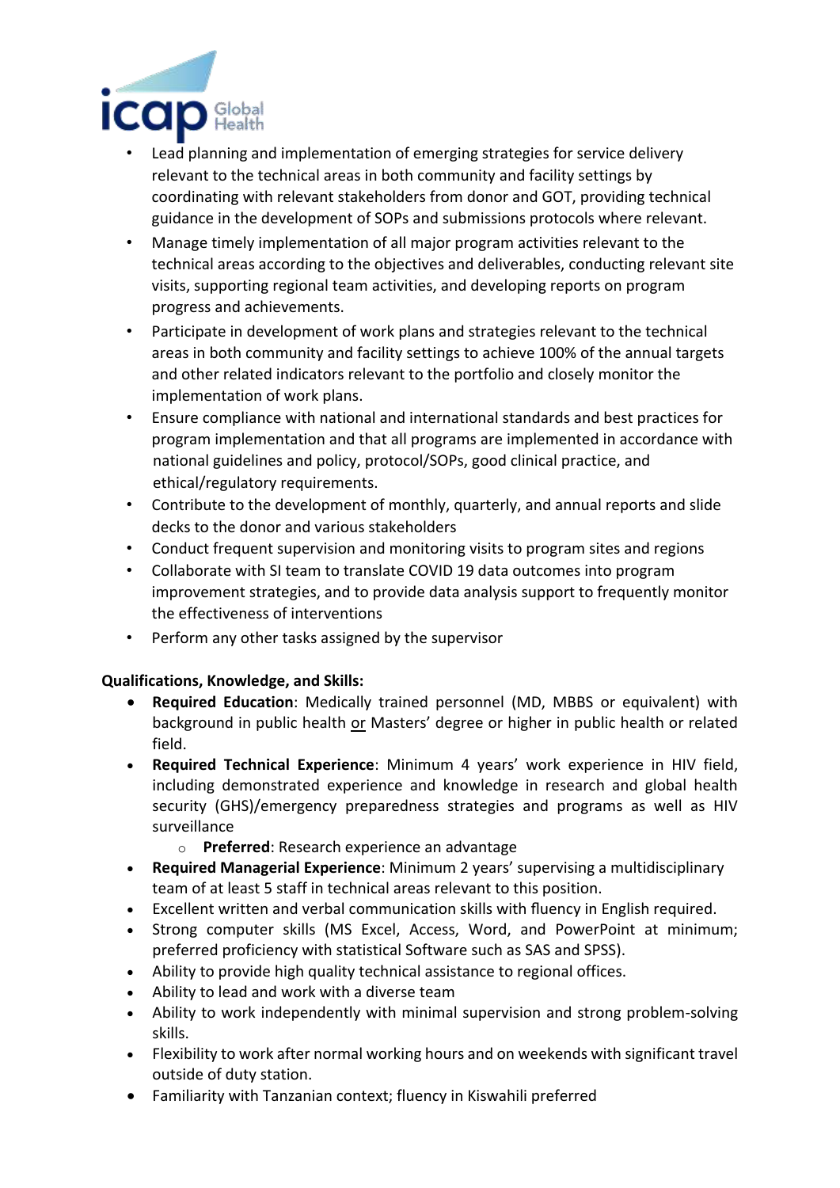- Lead planning and implementation of emerging strategies for service delivery relevant to the technical areas in both community and facility settings by coordinating with relevant stakeholders from donor and GOT, providing technical guidance in the development of SOPs and submissions protocols where relevant.
- Manage timely implementation of all major program activities relevant to the technical areas according to the objectives and deliverables, conducting relevant site visits, supporting regional team activities, and developing reports on program progress and achievements.
- Participate in development of work plans and strategies relevant to the technical areas in both community and facility settings to achieve 100% of the annual targets and other related indicators relevant to the portfolio and closely monitor the implementation of work plans.
- Ensure compliance with national and international standards and best practices for program implementation and that all programs are implemented in accordance with national guidelines and policy, protocol/SOPs, good clinical practice, and ethical/regulatory requirements.
- Contribute to the development of monthly, quarterly, and annual reports and slide decks to the donor and various stakeholders
- Conduct frequent supervision and monitoring visits to program sites and regions
- Collaborate with SI team to translate COVID 19 data outcomes into program improvement strategies, and to provide data analysis support to frequently monitor the effectiveness of interventions
- Perform any other tasks assigned by the supervisor

**Qualifications, Knowledge, and Skills:**

- **Required Education**: Medically trained personnel (MD, MBBS or equivalent) with background in public health or Masters' degree or higher in public health or related field.
- **Required Technical Experience**: Minimum 4 years' work experience in HIV field, including demonstrated experience and knowledge in research and global health security (GHS)/emergency preparedness strategies and programs as well as HIV surveillance
  - **Preferred**: Research experience an advantage
- **Required Managerial Experience**: Minimum 2 years' supervising a multidisciplinary team of at least 5 staff in technical areas relevant to this position.
- Excellent written and verbal communication skills with fluency in English required.
- Strong computer skills (MS Excel, Access, Word, and PowerPoint at minimum; preferred proficiency with statistical Software such as SAS and SPSS).
- Ability to provide high quality technical assistance to regional offices.
- Ability to lead and work with a diverse team
- Ability to work independently with minimal supervision and strong problem-solving skills.
- Flexibility to work after normal working hours and on weekends with significant travel outside of duty station.
- Familiarity with Tanzanian context; fluency in Kiswahili preferred